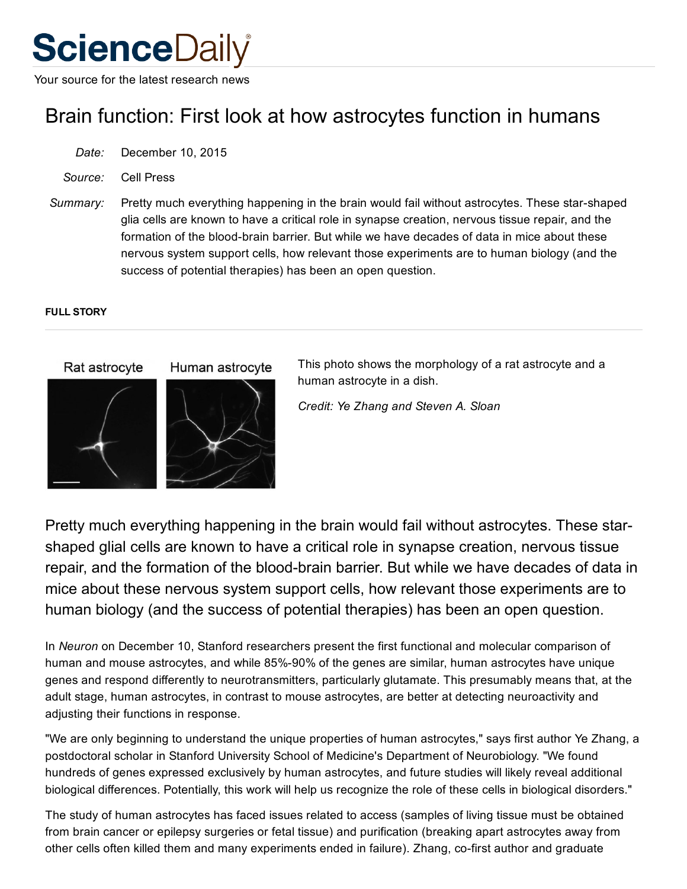# ScienceDaily

Your source for the latest research news

# Brain function: First look at how astrocytes function in humans

*Date:* December 10, 2015

*Source:* Cell Press

*Summary:* Pretty much everything happening in the brain would fail without astrocytes. These star-shaped glia cells are known to have a critical role in synapse creation, nervous tissue repair, and the formation of the blood-brain barrier. But while we have decades of data in mice about these nervous system support cells, how relevant those experiments are to human biology (and the success of potential therapies) has been an open question.

**FULL STORY**

Rat astrocyte Human astrocyte

This photo shows the morphology of a rat astrocyte and a human astrocyte in a dish.

*Credit: Ye Zhang and Steven A. Sloan*

Pretty much everything happening in the brain would fail without astrocytes. These star-shaped glial cells are known to have a critical role in synapse creation, nervous tissue repair, and the formation of the blood-brain barrier. But while we have decades of data in mice about these nervous system support cells, how relevant those experiments are to human biology (and the success of potential therapies) has been an open question.

In *Neuron* on December 10, Stanford researchers present the first functional and molecular comparison of human and mouse astrocytes, and while 85%-90% of the genes are similar, human astrocytes have unique genes and respond differently to neurotransmitters, particularly glutamate. This presumably means that, at the adult stage, human astrocytes, in contrast to mouse astrocytes, are better at detecting neuroactivity and adjusting their functions in response.

"We are only beginning to understand the unique properties of human astrocytes," says first author Ye Zhang, a postdoctoral scholar in Stanford University School of Medicine's Department of Neurobiology. "We found hundreds of genes expressed exclusively by human astrocytes, and future studies will likely reveal additional biological differences. Potentially, this work will help us recognize the role of these cells in biological disorders."

The study of human astrocytes has faced issues related to access (samples of living tissue must be obtained from brain cancer or epilepsy surgeries or fetal tissue) and purification (breaking apart astrocytes away from other cells often killed them and many experiments ended in failure). Zhang, co-first author and graduate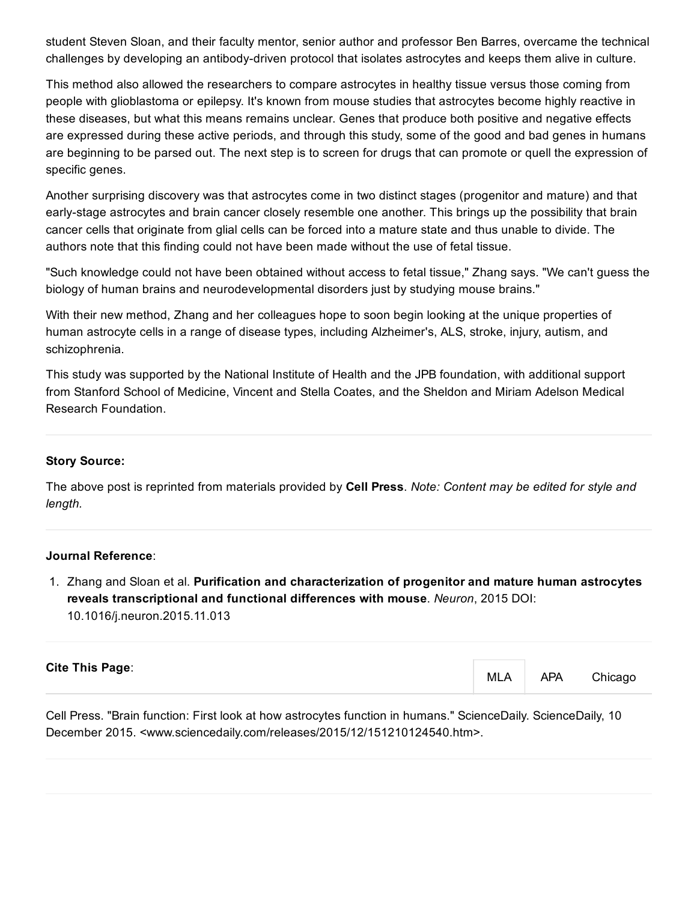student Steven Sloan, and their faculty mentor, senior author and professor Ben Barres, overcame the technical challenges by developing an antibody-driven protocol that isolates astrocytes and keeps them alive in culture.

This method also allowed the researchers to compare astrocytes in healthy tissue versus those coming from people with glioblastoma or epilepsy. It's known from mouse studies that astrocytes become highly reactive in these diseases, but what this means remains unclear. Genes that produce both positive and negative effects are expressed during these active periods, and through this study, some of the good and bad genes in humans are beginning to be parsed out. The next step is to screen for drugs that can promote or quell the expression of specific genes.

Another surprising discovery was that astrocytes come in two distinct stages (progenitor and mature) and that early-stage astrocytes and brain cancer closely resemble one another. This brings up the possibility that brain cancer cells that originate from glial cells can be forced into a mature state and thus unable to divide. The authors note that this finding could not have been made without the use of fetal tissue.

"Such knowledge could not have been obtained without access to fetal tissue," Zhang says. "We can't guess the biology of human brains and neurodevelopmental disorders just by studying mouse brains."

With their new method, Zhang and her colleagues hope to soon begin looking at the unique properties of human astrocyte cells in a range of disease types, including Alzheimer's, ALS, stroke, injury, autism, and schizophrenia.

This study was supported by the National Institute of Health and the JPB foundation, with additional support from Stanford School of Medicine, Vincent and Stella Coates, and the Sheldon and Miriam Adelson Medical Research Foundation.

---

**Story Source:**

The above post is reprinted from materials provided by **Cell Press**. *Note: Content may be edited for style and length.*

---

**Journal Reference**:

1. Zhang and Sloan et al. **Purification and characterization of progenitor and mature human astrocytes reveals transcriptional and functional differences with mouse**. *Neuron*, 2015 DOI: 10.1016/j.neuron.2015.11.013

---

**Cite This Page**:

MLA APA Chicago

Cell Press. "Brain function: First look at how astrocytes function in humans." ScienceDaily. ScienceDaily, 10 December 2015. <www.sciencedaily.com/releases/2015/12/151210124540.htm>.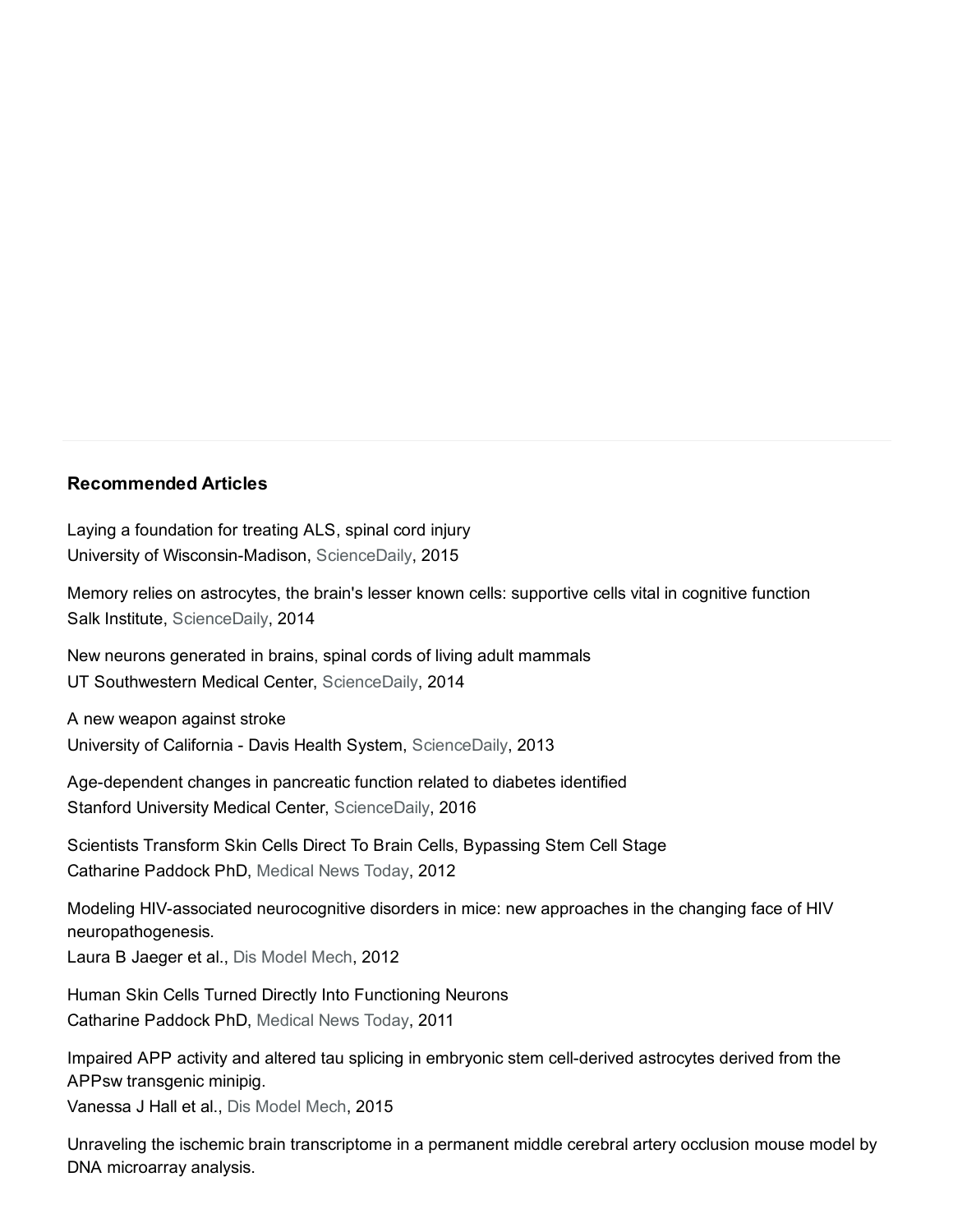### Recommended Articles

Laying a foundation for treating ALS, spinal cord injury
University of Wisconsin-Madison, ScienceDaily, 2015

Memory relies on astrocytes, the brain's lesser known cells: supportive cells vital in cognitive function
Salk Institute, ScienceDaily, 2014

New neurons generated in brains, spinal cords of living adult mammals
UT Southwestern Medical Center, ScienceDaily, 2014

A new weapon against stroke
University of California - Davis Health System, ScienceDaily, 2013

Age-dependent changes in pancreatic function related to diabetes identified
Stanford University Medical Center, ScienceDaily, 2016

Scientists Transform Skin Cells Direct To Brain Cells, Bypassing Stem Cell Stage
Catharine Paddock PhD, Medical News Today, 2012

Modeling HIV-associated neurocognitive disorders in mice: new approaches in the changing face of HIV neuropathogenesis.
Laura B Jaeger et al., Dis Model Mech, 2012

Human Skin Cells Turned Directly Into Functioning Neurons
Catharine Paddock PhD, Medical News Today, 2011

Impaired APP activity and altered tau splicing in embryonic stem cell-derived astrocytes derived from the APPsw transgenic minipig.
Vanessa J Hall et al., Dis Model Mech, 2015

Unraveling the ischemic brain transcriptome in a permanent middle cerebral artery occlusion mouse model by DNA microarray analysis.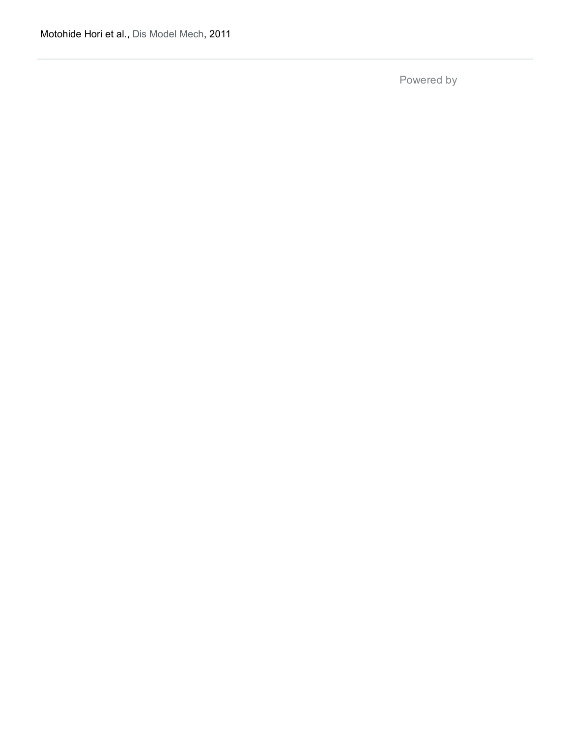Motohide Hori et al., Dis Model Mech, 2011

Powered by